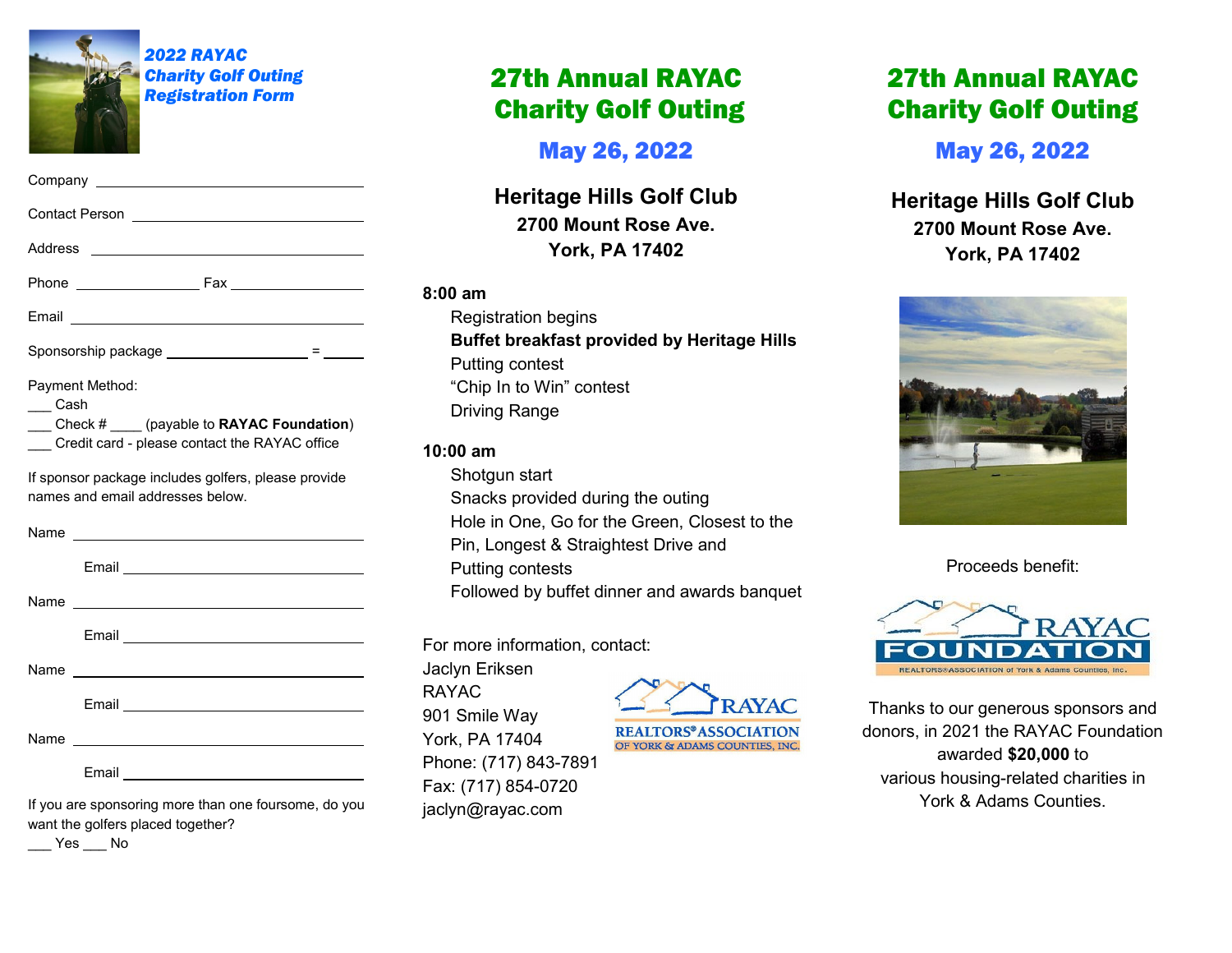# 2022 RAYAC Charity Golf Outing Registration Form

Company ______________________________

Contact Person ______________________________

Address ______________________________

Phone ______________ Fax ______________

Email ______________________________

Sponsorship package ______________ = ____

Payment Method:

___ Cash

___ Check # ____ (payable to **RAYAC Foundation**)

___ Credit card - please contact the RAYAC office

If sponsor package includes golfers, please provide names and email addresses below.

Name ______________________________

Email ______________________________

Name ______________________________

Email ______________________________

Name ______________________________

Email ______________________________

Name ______________________________

Email ______________________________

If you are sponsoring more than one foursome, do you want the golfers placed together?

___ Yes ___ No

# 27th Annual RAYAC Charity Golf Outing

## May 26, 2022

**Heritage Hills Golf Club**

**2700 Mount Rose Ave.**

**York, PA 17402**

**8:00 am**

- Registration begins
- **Buffet breakfast provided by Heritage Hills**
- Putting contest
- "Chip In to Win" contest
- Driving Range

**10:00 am**

- Shotgun start
- Snacks provided during the outing
- Hole in One, Go for the Green, Closest to the Pin, Longest & Straightest Drive and Putting contests
- Followed by buffet dinner and awards banquet

For more information, contact:

Jaclyn Eriksen
RAYAC
901 Smile Way
York, PA 17404
Phone: (717) 843-7891
Fax: (717) 854-0720
jaclyn@rayac.com

RAYAC REALTORS® ASSOCIATION OF YORK & ADAMS COUNTIES, INC.

# 27th Annual RAYAC Charity Golf Outing

## May 26, 2022

**Heritage Hills Golf Club**

**2700 Mount Rose Ave.**

**York, PA 17402**

Proceeds benefit:

RAYAC FOUNDATION
REALTORS® ASSOCIATION of York & Adams Counties, Inc.

Thanks to our generous sponsors and donors, in 2021 the RAYAC Foundation awarded **$20,000** to various housing-related charities in York & Adams Counties.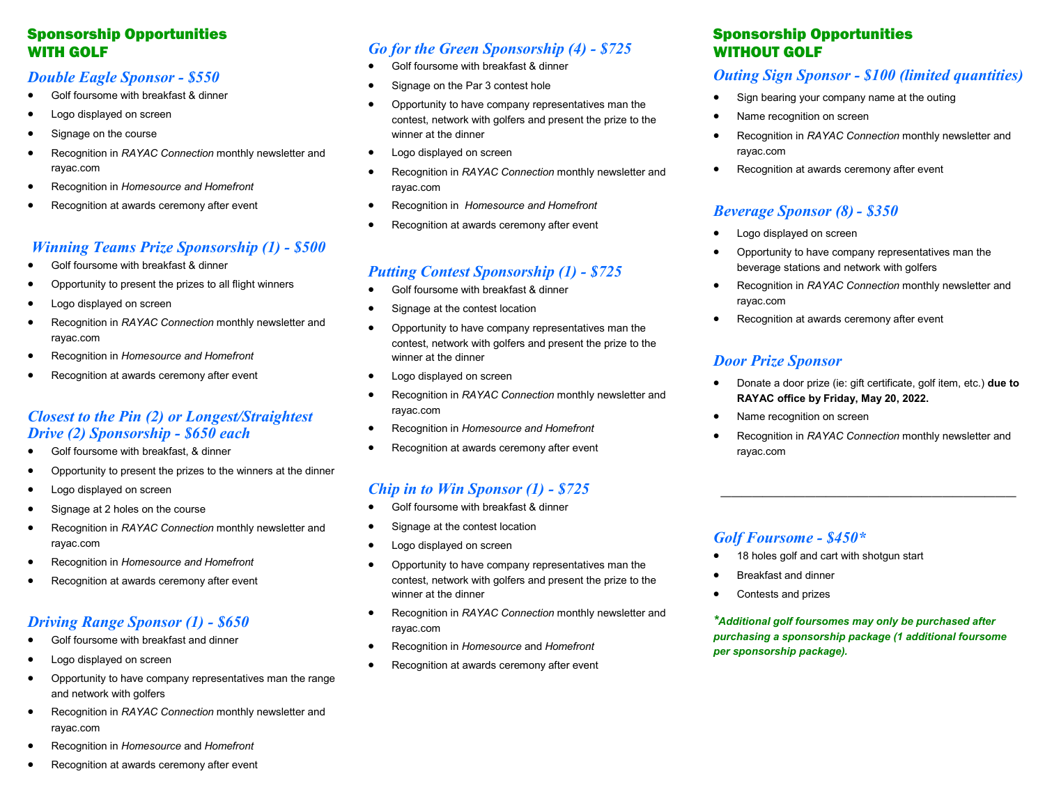## Sponsorship Opportunities WITH GOLF

### *Double Eagle Sponsor - $550*

- Golf foursome with breakfast & dinner
- Logo displayed on screen
- Signage on the course
- Recognition in *RAYAC Connection* monthly newsletter and rayac.com
- Recognition in *Homesource and Homefront*
- Recognition at awards ceremony after event

### *Winning Teams Prize Sponsorship (1) - $500*

- Golf foursome with breakfast & dinner
- Opportunity to present the prizes to all flight winners
- Logo displayed on screen
- Recognition in *RAYAC Connection* monthly newsletter and rayac.com
- Recognition in *Homesource and Homefront*
- Recognition at awards ceremony after event

### *Closest to the Pin (2) or Longest/Straightest Drive (2) Sponsorship - $650 each*

- Golf foursome with breakfast, & dinner
- Opportunity to present the prizes to the winners at the dinner
- Logo displayed on screen
- Signage at 2 holes on the course
- Recognition in *RAYAC Connection* monthly newsletter and rayac.com
- Recognition in *Homesource and Homefront*
- Recognition at awards ceremony after event

### *Driving Range Sponsor (1) - $650*

- Golf foursome with breakfast and dinner
- Logo displayed on screen
- Opportunity to have company representatives man the range and network with golfers
- Recognition in *RAYAC Connection* monthly newsletter and rayac.com
- Recognition in *Homesource* and *Homefront*
- Recognition at awards ceremony after event

### *Go for the Green Sponsorship (4) - $725*

- Golf foursome with breakfast & dinner
- Signage on the Par 3 contest hole
- Opportunity to have company representatives man the contest, network with golfers and present the prize to the winner at the dinner
- Logo displayed on screen
- Recognition in *RAYAC Connection* monthly newsletter and rayac.com
- Recognition in *Homesource and Homefront*
- Recognition at awards ceremony after event

### *Putting Contest Sponsorship (1) - $725*

- Golf foursome with breakfast & dinner
- Signage at the contest location
- Opportunity to have company representatives man the contest, network with golfers and present the prize to the winner at the dinner
- Logo displayed on screen
- Recognition in *RAYAC Connection* monthly newsletter and rayac.com
- Recognition in *Homesource and Homefront*
- Recognition at awards ceremony after event

### *Chip in to Win Sponsor (1) - $725*

- Golf foursome with breakfast & dinner
- Signage at the contest location
- Logo displayed on screen
- Opportunity to have company representatives man the contest, network with golfers and present the prize to the winner at the dinner
- Recognition in *RAYAC Connection* monthly newsletter and rayac.com
- Recognition in *Homesource* and *Homefront*
- Recognition at awards ceremony after event

## Sponsorship Opportunities WITHOUT GOLF

### *Outing Sign Sponsor - $100 (limited quantities)*

- Sign bearing your company name at the outing
- Name recognition on screen
- Recognition in *RAYAC Connection* monthly newsletter and rayac.com
- Recognition at awards ceremony after event

### *Beverage Sponsor (8) - $350*

- Logo displayed on screen
- Opportunity to have company representatives man the beverage stations and network with golfers
- Recognition in *RAYAC Connection* monthly newsletter and rayac.com
- Recognition at awards ceremony after event

### *Door Prize Sponsor*

- Donate a door prize (ie: gift certificate, golf item, etc.) **due to RAYAC office by Friday, May 20, 2022.**
- Name recognition on screen
- Recognition in *RAYAC Connection* monthly newsletter and rayac.com

---

### *Golf Foursome - $450**

- 18 holes golf and cart with shotgun start
- Breakfast and dinner
- Contests and prizes

***Additional golf foursomes may only be purchased after purchasing a sponsorship package (1 additional foursome per sponsorship package).***